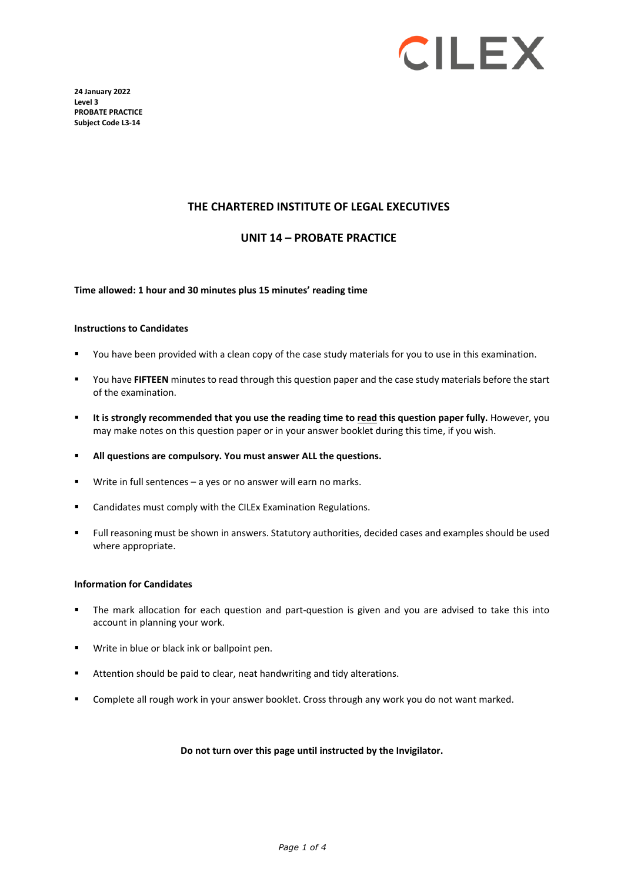CILEX

**24 January 2022**
**Level 3**
**PROBATE PRACTICE**
**Subject Code L3-14**

## THE CHARTERED INSTITUTE OF LEGAL EXECUTIVES

## UNIT 14 – PROBATE PRACTICE

**Time allowed: 1 hour and 30 minutes plus 15 minutes' reading time**

**Instructions to Candidates**

- You have been provided with a clean copy of the case study materials for you to use in this examination.
- You have **FIFTEEN** minutes to read through this question paper and the case study materials before the start of the examination.
- **It is strongly recommended that you use the reading time to read this question paper fully.** However, you may make notes on this question paper or in your answer booklet during this time, if you wish.
- **All questions are compulsory. You must answer ALL the questions.**
- Write in full sentences – a yes or no answer will earn no marks.
- Candidates must comply with the CILEx Examination Regulations.
- Full reasoning must be shown in answers. Statutory authorities, decided cases and examples should be used where appropriate.

**Information for Candidates**

- The mark allocation for each question and part-question is given and you are advised to take this into account in planning your work.
- Write in blue or black ink or ballpoint pen.
- Attention should be paid to clear, neat handwriting and tidy alterations.
- Complete all rough work in your answer booklet. Cross through any work you do not want marked.

**Do not turn over this page until instructed by the Invigilator.**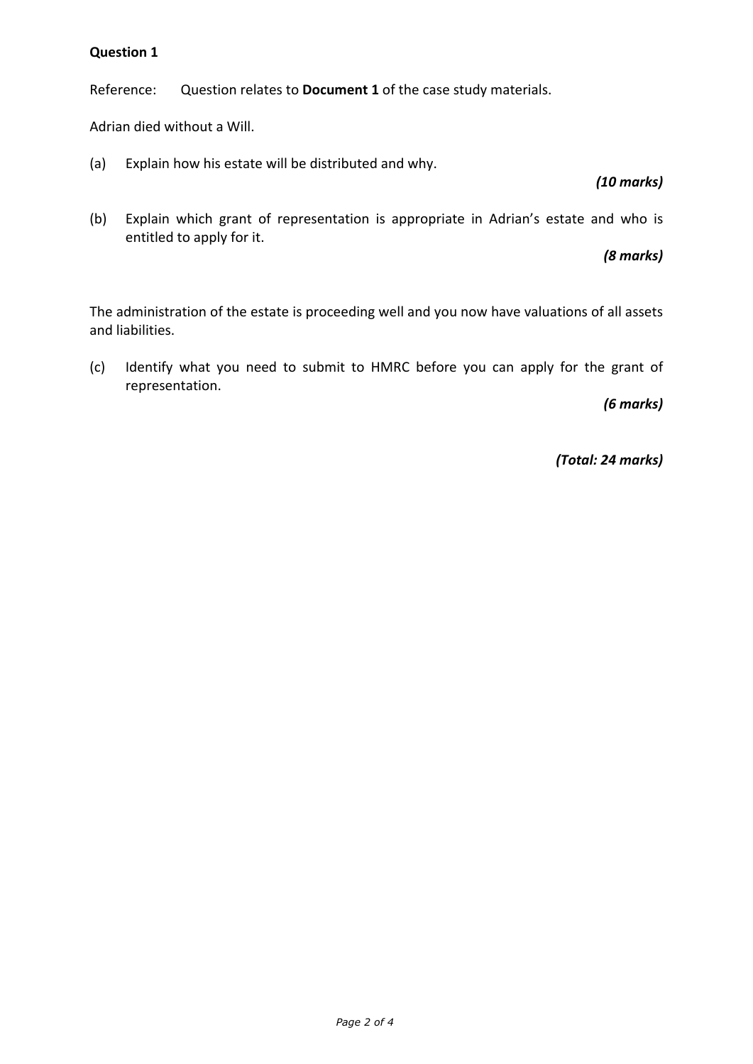**Question 1**

Reference: Question relates to **Document 1** of the case study materials.

Adrian died without a Will.

(a) Explain how his estate will be distributed and why.

*(10 marks)*

(b) Explain which grant of representation is appropriate in Adrian's estate and who is entitled to apply for it.

*(8 marks)*

The administration of the estate is proceeding well and you now have valuations of all assets and liabilities.

(c) Identify what you need to submit to HMRC before you can apply for the grant of representation.

*(6 marks)*

*(Total: 24 marks)*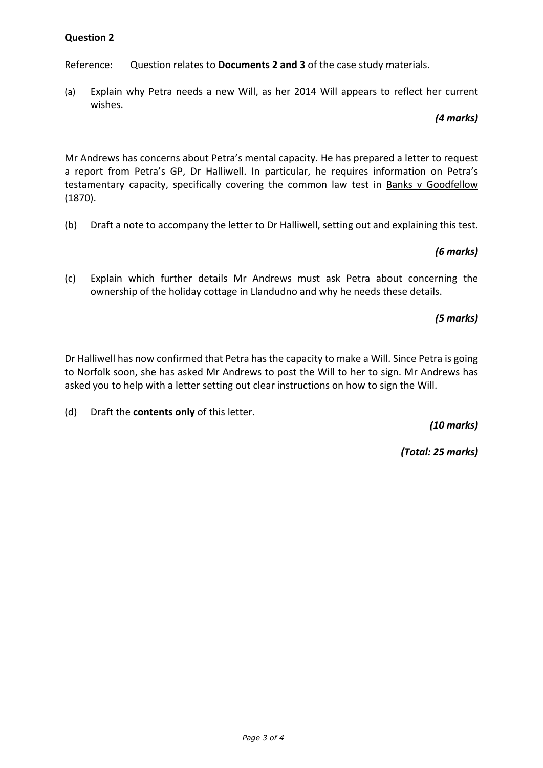**Question 2**

Reference: Question relates to **Documents 2 and 3** of the case study materials.

(a) Explain why Petra needs a new Will, as her 2014 Will appears to reflect her current wishes.

***(4 marks)***

Mr Andrews has concerns about Petra's mental capacity. He has prepared a letter to request a report from Petra's GP, Dr Halliwell. In particular, he requires information on Petra's testamentary capacity, specifically covering the common law test in Banks v Goodfellow (1870).

(b) Draft a note to accompany the letter to Dr Halliwell, setting out and explaining this test.

***(6 marks)***

(c) Explain which further details Mr Andrews must ask Petra about concerning the ownership of the holiday cottage in Llandudno and why he needs these details.

***(5 marks)***

Dr Halliwell has now confirmed that Petra has the capacity to make a Will. Since Petra is going to Norfolk soon, she has asked Mr Andrews to post the Will to her to sign. Mr Andrews has asked you to help with a letter setting out clear instructions on how to sign the Will.

(d) Draft the **contents only** of this letter.

***(10 marks)***

***(Total: 25 marks)***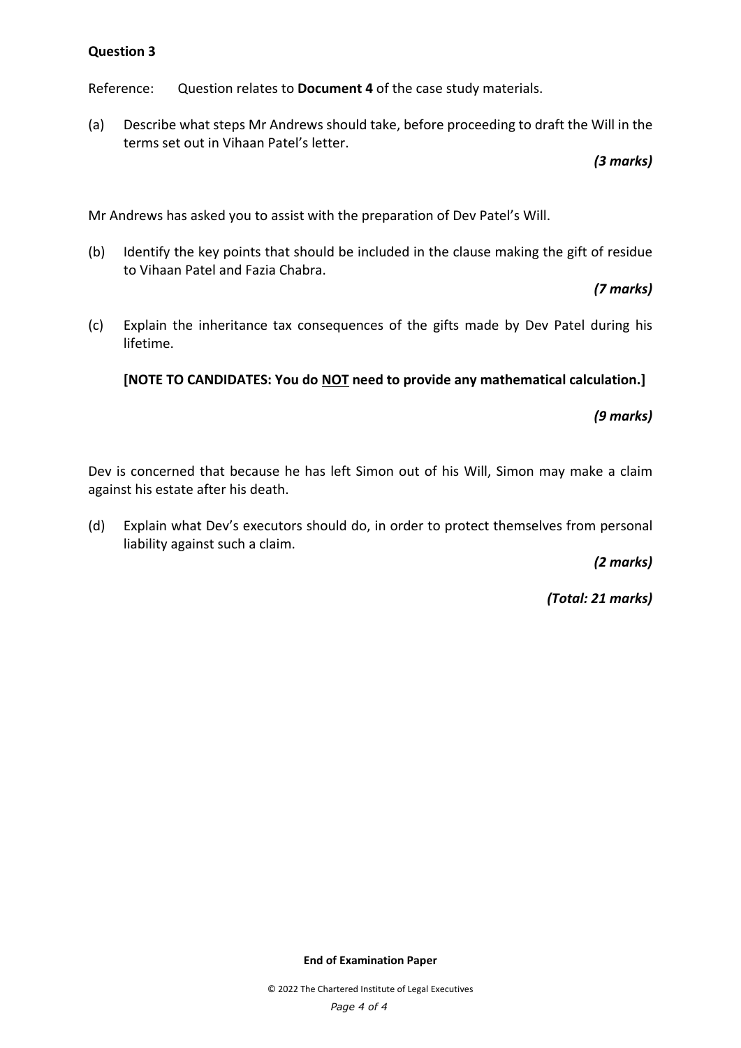**Question 3**

Reference: Question relates to **Document 4** of the case study materials.

(a) Describe what steps Mr Andrews should take, before proceeding to draft the Will in the terms set out in Vihaan Patel's letter.

***(3 marks)***

Mr Andrews has asked you to assist with the preparation of Dev Patel's Will.

(b) Identify the key points that should be included in the clause making the gift of residue to Vihaan Patel and Fazia Chabra.

***(7 marks)***

(c) Explain the inheritance tax consequences of the gifts made by Dev Patel during his lifetime.

**[NOTE TO CANDIDATES: You do <u>NOT</u> need to provide any mathematical calculation.]**

***(9 marks)***

Dev is concerned that because he has left Simon out of his Will, Simon may make a claim against his estate after his death.

(d) Explain what Dev's executors should do, in order to protect themselves from personal liability against such a claim.

***(2 marks)***

***(Total: 21 marks)***

**End of Examination Paper**

© 2022 The Chartered Institute of Legal Executives